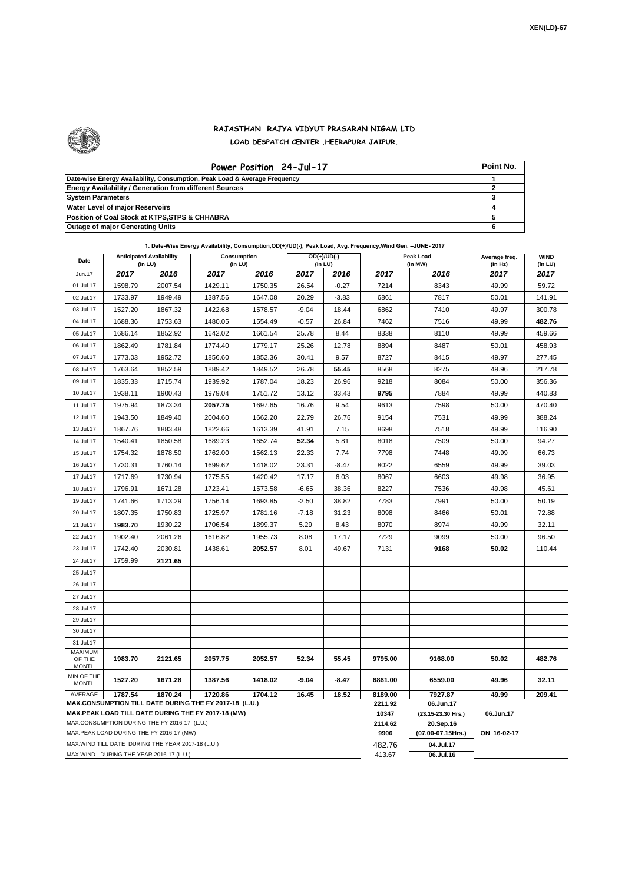XEN(LD)-67

## RAJASTHAN RAJYA VIDYUT PRASARAN NIGAM LTD
### LOAD DESPATCH CENTER ,HEERAPURA JAIPUR.

| Power Position 24-Jul-17 | Point No. |
|---|---|
| Date-wise Energy Availability, Consumption, Peak Load & Average Frequency | 1 |
| Energy Availability / Generation from different Sources | 2 |
| System Parameters | 3 |
| Water Level of major Reservoirs | 4 |
| Position of Coal Stock at KTPS,STPS & CHHABRA | 5 |
| Outage of major Generating Units | 6 |

**1. Date-Wise Energy Availability, Consumption,OD(+)/UD(-), Peak Load, Avg. Frequency,Wind Gen. –JUNE- 2017**

| Date | Anticipated Availability (In LU) | | Consumption (In LU) | | OD(+)/UD(-) (In LU) | | Peak Load (In MW) | | Average freq. (In Hz) | WIND (in LU) |
|---|---|---|---|---|---|---|---|---|---|---|
| Jun.17 | 2017 | 2016 | 2017 | 2016 | 2017 | 2016 | 2017 | 2016 | 2017 | 2017 |
| 01.Jul.17 | 1598.79 | 2007.54 | 1429.11 | 1750.35 | 26.54 | -0.27 | 7214 | 8343 | 49.99 | 59.72 |
| 02.Jul.17 | 1733.97 | 1949.49 | 1387.56 | 1647.08 | 20.29 | -3.83 | 6861 | 7817 | 50.01 | 141.91 |
| 03.Jul.17 | 1527.20 | 1867.32 | 1422.68 | 1578.57 | -9.04 | 18.44 | 6862 | 7410 | 49.97 | 300.78 |
| 04.Jul.17 | 1688.36 | 1753.63 | 1480.05 | 1554.49 | -0.57 | 26.84 | 7462 | 7516 | 49.99 | 482.76 |
| 05.Jul.17 | 1686.14 | 1852.92 | 1642.02 | 1661.54 | 25.78 | 8.44 | 8338 | 8110 | 49.99 | 459.66 |
| 06.Jul.17 | 1862.49 | 1781.84 | 1774.40 | 1779.17 | 25.26 | 12.78 | 8894 | 8487 | 50.01 | 458.93 |
| 07.Jul.17 | 1773.03 | 1952.72 | 1856.60 | 1852.36 | 30.41 | 9.57 | 8727 | 8415 | 49.97 | 277.45 |
| 08.Jul.17 | 1763.64 | 1852.59 | 1889.42 | 1849.52 | 26.78 | 55.45 | 8568 | 8275 | 49.96 | 217.78 |
| 09.Jul.17 | 1835.33 | 1715.74 | 1939.92 | 1787.04 | 18.23 | 26.96 | 9218 | 8084 | 50.00 | 356.36 |
| 10.Jul.17 | 1938.11 | 1900.43 | 1979.04 | 1751.72 | 13.12 | 33.43 | 9795 | 7884 | 49.99 | 440.83 |
| 11.Jul.17 | 1975.94 | 1873.34 | 2057.75 | 1697.65 | 16.76 | 9.54 | 9613 | 7598 | 50.00 | 470.40 |
| 12.Jul.17 | 1943.50 | 1849.40 | 2004.60 | 1662.20 | 22.79 | 26.76 | 9154 | 7531 | 49.99 | 388.24 |
| 13.Jul.17 | 1867.76 | 1883.48 | 1822.66 | 1613.39 | 41.91 | 7.15 | 8698 | 7518 | 49.99 | 116.90 |
| 14.Jul.17 | 1540.41 | 1850.58 | 1689.23 | 1652.74 | 52.34 | 5.81 | 8018 | 7509 | 50.00 | 94.27 |
| 15.Jul.17 | 1754.32 | 1878.50 | 1762.00 | 1562.13 | 22.33 | 7.74 | 7798 | 7448 | 49.99 | 66.73 |
| 16.Jul.17 | 1730.31 | 1760.14 | 1699.62 | 1418.02 | 23.31 | -8.47 | 8022 | 6559 | 49.99 | 39.03 |
| 17.Jul.17 | 1717.69 | 1730.94 | 1775.55 | 1420.42 | 17.17 | 6.03 | 8067 | 6603 | 49.98 | 36.95 |
| 18.Jul.17 | 1796.91 | 1671.28 | 1723.41 | 1573.58 | -6.65 | 38.36 | 8227 | 7536 | 49.98 | 45.61 |
| 19.Jul.17 | 1741.66 | 1713.29 | 1756.14 | 1693.85 | -2.50 | 38.82 | 7783 | 7991 | 50.00 | 50.19 |
| 20.Jul.17 | 1807.35 | 1750.83 | 1725.97 | 1781.16 | -7.18 | 31.23 | 8098 | 8466 | 50.01 | 72.88 |
| 21.Jul.17 | 1983.70 | 1930.22 | 1706.54 | 1899.37 | 5.29 | 8.43 | 8070 | 8974 | 49.99 | 32.11 |
| 22.Jul.17 | 1902.40 | 2061.26 | 1616.82 | 1955.73 | 8.08 | 17.17 | 7729 | 9099 | 50.00 | 96.50 |
| 23.Jul.17 | 1742.40 | 2030.81 | 1438.61 | 2052.57 | 8.01 | 49.67 | 7131 | 9168 | 50.02 | 110.44 |
| 24.Jul.17 | 1759.99 | 2121.65 | | | | | | | | |
| 25.Jul.17 | | | | | | | | | | |
| 26.Jul.17 | | | | | | | | | | |
| 27.Jul.17 | | | | | | | | | | |
| 28.Jul.17 | | | | | | | | | | |
| 29.Jul.17 | | | | | | | | | | |
| 30.Jul.17 | | | | | | | | | | |
| 31.Jul.17 | | | | | | | | | | |
| MAXIMUM OF THE MONTH | 1983.70 | 2121.65 | 2057.75 | 2052.57 | 52.34 | 55.45 | 9795.00 | 9168.00 | 50.02 | 482.76 |
| MIN OF THE MONTH | 1527.20 | 1671.28 | 1387.56 | 1418.02 | -9.04 | -8.47 | 6861.00 | 6559.00 | 49.96 | 32.11 |
| AVERAGE | 1787.54 | 1870.24 | 1720.86 | 1704.12 | 16.45 | 18.52 | 8189.00 | 7927.87 | 49.99 | 209.41 |
| MAX.CONSUMPTION TILL DATE DURING THE FY 2017-18 (L.U.) | | | | | | | 2211.92 | 06.Jun.17 | | |
| MAX.PEAK LOAD TILL DATE DURING THE FY 2017-18 (MW) | | | | | | | 10347 | (23.15-23.30 Hrs.) | 06.Jun.17 | |
| MAX.CONSUMPTION DURING THE FY 2016-17 (L.U.) | | | | | | | 2114.62 | 20.Sep.16 | | |
| MAX.PEAK LOAD DURING THE FY 2016-17 (MW) | | | | | | | 9906 | (07.00-07.15Hrs.) | ON 16-02-17 | |
| MAX.WIND TILL DATE DURING THE YEAR 2017-18 (L.U.) | | | | | | | 482.76 | 04.Jul.17 | | |
| MAX.WIND DURING THE YEAR 2016-17 (L.U.) | | | | | | | 413.67 | 06.Jul.16 | | |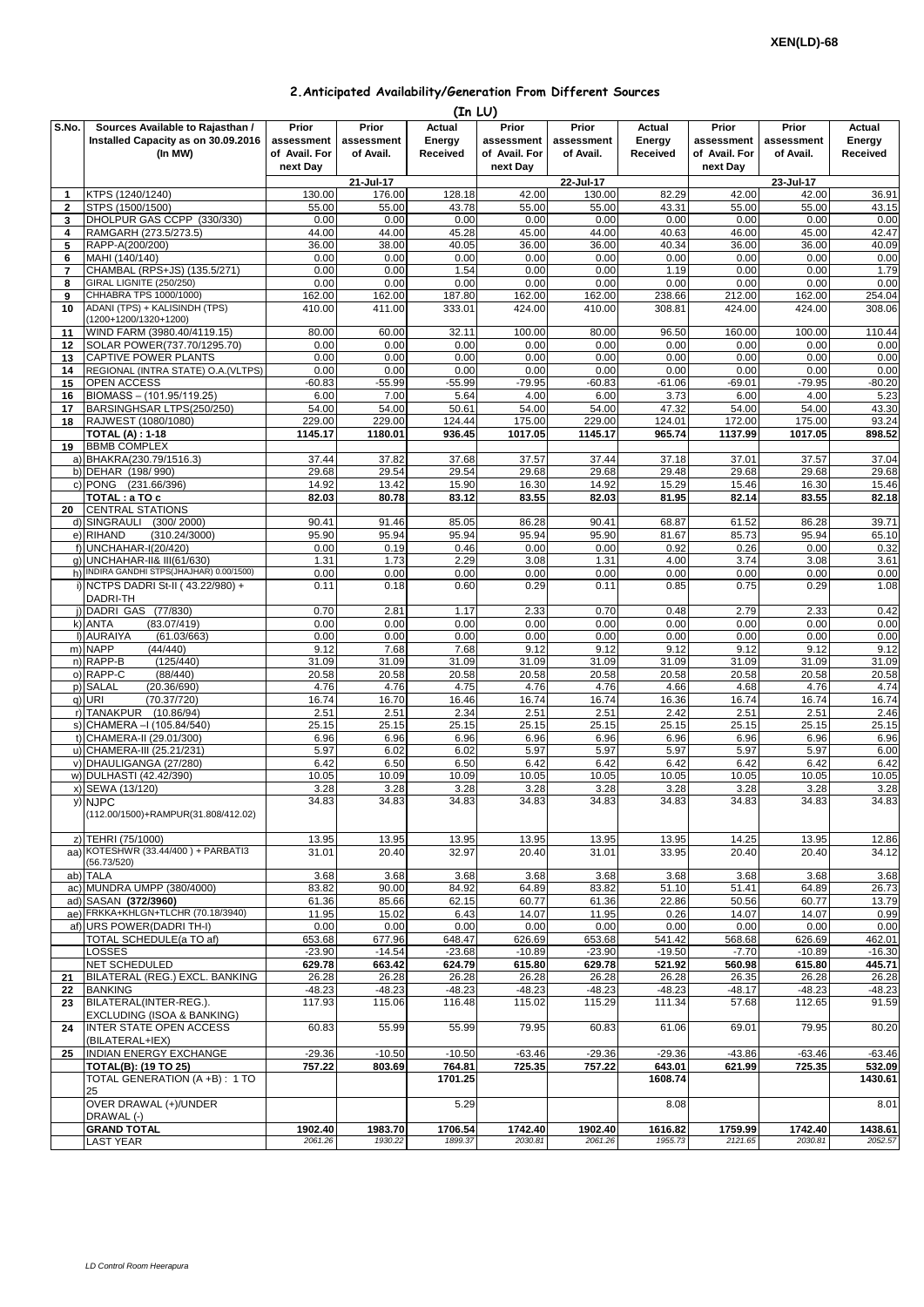XEN(LD)-68

## 2.Anticipated Availability/Generation From Different Sources

(In LU)

| S.No. | Sources Available to Rajasthan / Installed Capacity as on 30.09.2016 (In MW) | Prior assessment of Avail. For next Day | Prior assessment of Avail. | Actual Energy Received | Prior assessment of Avail. For next Day | Prior assessment of Avail. | Actual Energy Received | Prior assessment of Avail. For next Day | Prior assessment of Avail. | Actual Energy Received |
|---|---|---|---|---|---|---|---|---|---|---|
| | | | 21-Jul-17 | | | 22-Jul-17 | | | 23-Jul-17 | |
| 1 | KTPS (1240/1240) | 130.00 | 176.00 | 128.18 | 42.00 | 130.00 | 82.29 | 42.00 | 42.00 | 36.91 |
| 2 | STPS (1500/1500) | 55.00 | 55.00 | 43.78 | 55.00 | 55.00 | 43.31 | 55.00 | 55.00 | 43.15 |
| 3 | DHOLPUR GAS CCPP (330/330) | 0.00 | 0.00 | 0.00 | 0.00 | 0.00 | 0.00 | 0.00 | 0.00 | 0.00 |
| 4 | RAMGARH (273.5/273.5) | 44.00 | 44.00 | 45.28 | 45.00 | 44.00 | 40.63 | 46.00 | 45.00 | 42.47 |
| 5 | RAPP-A(200/200) | 36.00 | 38.00 | 40.05 | 36.00 | 36.00 | 40.34 | 36.00 | 36.00 | 40.09 |
| 6 | MAHI (140/140) | 0.00 | 0.00 | 0.00 | 0.00 | 0.00 | 0.00 | 0.00 | 0.00 | 0.00 |
| 7 | CHAMBAL (RPS+JS) (135.5/271) | 0.00 | 0.00 | 1.54 | 0.00 | 0.00 | 1.19 | 0.00 | 0.00 | 1.79 |
| 8 | GIRAL LIGNITE (250/250) | 0.00 | 0.00 | 0.00 | 0.00 | 0.00 | 0.00 | 0.00 | 0.00 | 0.00 |
| 9 | CHHABRA TPS 1000/1000) | 162.00 | 162.00 | 187.80 | 162.00 | 162.00 | 238.66 | 212.00 | 162.00 | 254.04 |
| 10 | ADANI (TPS) + KALISINDH (TPS) (1200+1200/1320+1200) | 410.00 | 411.00 | 333.01 | 424.00 | 410.00 | 308.81 | 424.00 | 424.00 | 308.06 |
| 11 | WIND FARM (3980.40/4119.15) | 80.00 | 60.00 | 32.11 | 100.00 | 80.00 | 96.50 | 160.00 | 100.00 | 110.44 |
| 12 | SOLAR POWER(737.70/1295.70) | 0.00 | 0.00 | 0.00 | 0.00 | 0.00 | 0.00 | 0.00 | 0.00 | 0.00 |
| 13 | CAPTIVE POWER PLANTS | 0.00 | 0.00 | 0.00 | 0.00 | 0.00 | 0.00 | 0.00 | 0.00 | 0.00 |
| 14 | REGIONAL (INTRA STATE) O.A.(VLTPS) | 0.00 | 0.00 | 0.00 | 0.00 | 0.00 | 0.00 | 0.00 | 0.00 | 0.00 |
| 15 | OPEN ACCESS | -60.83 | -55.99 | -55.99 | -79.95 | -60.83 | -61.06 | -69.01 | -79.95 | -80.20 |
| 16 | BIOMASS – (101.95/119.25) | 6.00 | 7.00 | 5.64 | 4.00 | 6.00 | 3.73 | 6.00 | 4.00 | 5.23 |
| 17 | BARSINGHSAR LTPS(250/250) | 54.00 | 54.00 | 50.61 | 54.00 | 54.00 | 47.32 | 54.00 | 54.00 | 43.30 |
| 18 | RAJWEST (1080/1080) | 229.00 | 229.00 | 124.44 | 175.00 | 229.00 | 124.01 | 172.00 | 175.00 | 93.24 |
| | **TOTAL (A) : 1-18** | **1145.17** | **1180.01** | **936.45** | **1017.05** | **1145.17** | **965.74** | **1137.99** | **1017.05** | **898.52** |
| 19 | BBMB COMPLEX | | | | | | | | | |
| a) | BHAKRA(230.79/1516.3) | 37.44 | 37.82 | 37.68 | 37.57 | 37.44 | 37.18 | 37.01 | 37.57 | 37.04 |
| b) | DEHAR (198/ 990) | 29.68 | 29.54 | 29.54 | 29.68 | 29.68 | 29.48 | 29.68 | 29.68 | 29.68 |
| c) | PONG (231.66/396) | 14.92 | 13.42 | 15.90 | 16.30 | 14.92 | 15.29 | 15.46 | 16.30 | 15.46 |
| | **TOTAL : a TO c** | **82.03** | **80.78** | **83.12** | **83.55** | **82.03** | **81.95** | **82.14** | **83.55** | **82.18** |
| 20 | CENTRAL STATIONS | | | | | | | | | |
| d) | SINGRAULI (300/ 2000) | 90.41 | 91.46 | 85.05 | 86.28 | 90.41 | 68.87 | 61.52 | 86.28 | 39.71 |
| e) | RIHAND (310.24/3000) | 95.90 | 95.94 | 95.94 | 95.94 | 95.90 | 81.67 | 85.73 | 95.94 | 65.10 |
| f) | UNCHAHAR-I(20/420) | 0.00 | 0.19 | 0.46 | 0.00 | 0.00 | 0.92 | 0.26 | 0.00 | 0.32 |
| g) | UNCHAHAR-II& III(61/630) | 1.31 | 1.73 | 2.29 | 3.08 | 1.31 | 4.00 | 3.74 | 3.08 | 3.61 |
| h) | INDIRA GANDHI STPS(JHAJHAR) 0.00/1500) | 0.00 | 0.00 | 0.00 | 0.00 | 0.00 | 0.00 | 0.00 | 0.00 | 0.00 |
| i) | NCTPS DADRI St-II ( 43.22/980) + DADRI-TH | 0.11 | 0.18 | 0.60 | 0.29 | 0.11 | 0.85 | 0.75 | 0.29 | 1.08 |
| j) | DADRI GAS (77/830) | 0.70 | 2.81 | 1.17 | 2.33 | 0.70 | 0.48 | 2.79 | 2.33 | 0.42 |
| k) | ANTA (83.07/419) | 0.00 | 0.00 | 0.00 | 0.00 | 0.00 | 0.00 | 0.00 | 0.00 | 0.00 |
| l) | AURAIYA (61.03/663) | 0.00 | 0.00 | 0.00 | 0.00 | 0.00 | 0.00 | 0.00 | 0.00 | 0.00 |
| m) | NAPP (44/440) | 9.12 | 7.68 | 7.68 | 9.12 | 9.12 | 9.12 | 9.12 | 9.12 | 9.12 |
| n) | RAPP-B (125/440) | 31.09 | 31.09 | 31.09 | 31.09 | 31.09 | 31.09 | 31.09 | 31.09 | 31.09 |
| o) | RAPP-C (88/440) | 20.58 | 20.58 | 20.58 | 20.58 | 20.58 | 20.58 | 20.58 | 20.58 | 20.58 |
| p) | SALAL (20.36/690) | 4.76 | 4.76 | 4.75 | 4.76 | 4.76 | 4.66 | 4.68 | 4.76 | 4.74 |
| q) | URI (70.37/720) | 16.74 | 16.70 | 16.46 | 16.74 | 16.74 | 16.36 | 16.74 | 16.74 | 16.74 |
| r) | TANAKPUR (10.86/94) | 2.51 | 2.51 | 2.34 | 2.51 | 2.51 | 2.42 | 2.51 | 2.51 | 2.46 |
| s) | CHAMERA –I (105.84/540) | 25.15 | 25.15 | 25.15 | 25.15 | 25.15 | 25.15 | 25.15 | 25.15 | 25.15 |
| t) | CHAMERA-II (29.01/300) | 6.96 | 6.96 | 6.96 | 6.96 | 6.96 | 6.96 | 6.96 | 6.96 | 6.96 |
| u) | CHAMERA-III (25.21/231) | 5.97 | 6.02 | 6.02 | 5.97 | 5.97 | 5.97 | 5.97 | 5.97 | 6.00 |
| v) | DHAULIGANGA (27/280) | 6.42 | 6.50 | 6.50 | 6.42 | 6.42 | 6.42 | 6.42 | 6.42 | 6.42 |
| w) | DULHASTI (42.42/390) | 10.05 | 10.09 | 10.09 | 10.05 | 10.05 | 10.05 | 10.05 | 10.05 | 10.05 |
| x) | SEWA (13/120) | 3.28 | 3.28 | 3.28 | 3.28 | 3.28 | 3.28 | 3.28 | 3.28 | 3.28 |
| y) | NJPC (112.00/1500)+RAMPUR(31.808/412.02) | 34.83 | 34.83 | 34.83 | 34.83 | 34.83 | 34.83 | 34.83 | 34.83 | 34.83 |
| z) | TEHRI (75/1000) | 13.95 | 13.95 | 13.95 | 13.95 | 13.95 | 13.95 | 14.25 | 13.95 | 12.86 |
| aa) | KOTESHWR (33.44/400 ) + PARBATI3 (56.73/520) | 31.01 | 20.40 | 32.97 | 20.40 | 31.01 | 33.95 | 20.40 | 20.40 | 34.12 |
| ab) | TALA | 3.68 | 3.68 | 3.68 | 3.68 | 3.68 | 3.68 | 3.68 | 3.68 | 3.68 |
| ac) | MUNDRA UMPP (380/4000) | 83.82 | 90.00 | 84.92 | 64.89 | 83.82 | 51.10 | 51.41 | 64.89 | 26.73 |
| ad) | SASAN **(372/3960)** | 61.36 | 85.66 | 62.15 | 60.77 | 61.36 | 22.86 | 50.56 | 60.77 | 13.79 |
| ae) | FRKKA+KHLGN+TLCHR (70.18/3940) | 11.95 | 15.02 | 6.43 | 14.07 | 11.95 | 0.26 | 14.07 | 14.07 | 0.99 |
| af) | URS POWER(DADRI TH-I) | 0.00 | 0.00 | 0.00 | 0.00 | 0.00 | 0.00 | 0.00 | 0.00 | 0.00 |
| | TOTAL SCHEDULE(a TO af) | 653.68 | 677.96 | 648.47 | 626.69 | 653.68 | 541.42 | 568.68 | 626.69 | 462.01 |
| | LOSSES | -23.90 | -14.54 | -23.68 | -10.89 | -23.90 | -19.50 | -7.70 | -10.89 | -16.30 |
| | NET SCHEDULED | **629.78** | **663.42** | **624.79** | **615.80** | **629.78** | **521.92** | **560.98** | **615.80** | **445.71** |
| 21 | BILATERAL (REG.) EXCL. BANKING | 26.28 | 26.28 | 26.28 | 26.28 | 26.28 | 26.28 | 26.35 | 26.28 | 26.28 |
| 22 | BANKING | -48.23 | -48.23 | -48.23 | -48.23 | -48.23 | -48.23 | -48.17 | -48.23 | -48.23 |
| 23 | BILATERAL(INTER-REG.). EXCLUDING (ISOA & BANKING) | 117.93 | 115.06 | 116.48 | 115.02 | 115.29 | 111.34 | 57.68 | 112.65 | 91.59 |
| 24 | INTER STATE OPEN ACCESS (BILATERAL+IEX) | 60.83 | 55.99 | 55.99 | 79.95 | 60.83 | 61.06 | 69.01 | 79.95 | 80.20 |
| 25 | INDIAN ENERGY EXCHANGE | -29.36 | -10.50 | -10.50 | -63.46 | -29.36 | -29.36 | -43.86 | -63.46 | -63.46 |
| | **TOTAL(B): (19 TO 25)** | **757.22** | **803.69** | **764.81** | **725.35** | **757.22** | **643.01** | **621.99** | **725.35** | **532.09** |
| | TOTAL GENERATION (A +B) : 1 TO 25 | | | **1701.25** | | | **1608.74** | | | **1430.61** |
| | OVER DRAWAL (+)/UNDER DRAWAL (-) | | | 5.29 | | | 8.08 | | | 8.01 |
| | **GRAND TOTAL** | **1902.40** | **1983.70** | **1706.54** | **1742.40** | **1902.40** | **1616.82** | **1759.99** | **1742.40** | **1438.61** |
| | LAST YEAR | *2061.26* | *1930.22* | *1899.37* | *2030.81* | *2061.26* | *1955.73* | *2121.65* | *2030.81* | *2052.57* |

*LD Control Room Heerapura*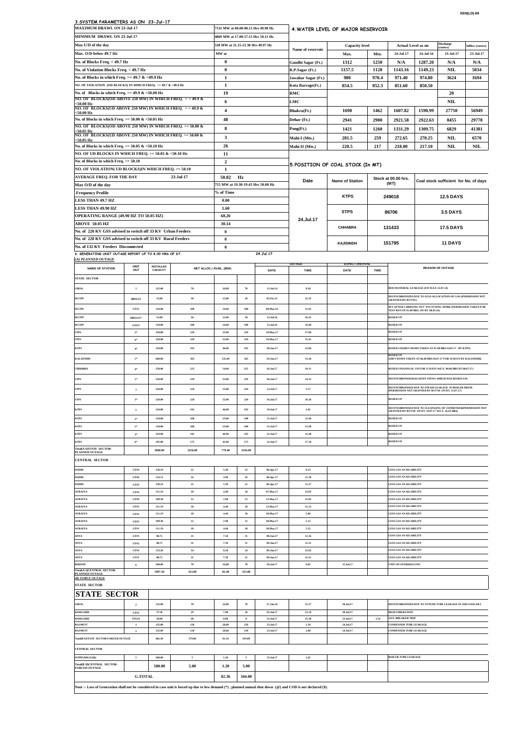XEN(LD)-69

## 3. SYSTEM PARAMETERS AS ON 23-Jul-17

| | |
|---|---|
| MAXIMUM DRAWL ON 23-Jul-17 | 7131 MW at 00.00-00.15 Hrs 49.98 Hz |
| MINIMUM DRAWL ON 23-Jul-17 | 4869 MW at 17.00-17.15 Hrs 50.11 Hz |
| Max U/D of the day | 538 MW at 21.15-21.30 Hrs 49.97 Hz |
| Max. O/D below 49.7 Hz | MW at |
| No. of Blocks Freq. < 49.7 Hz | 0 |
| No. of Violation Blocks Freq. < 49.7 Hz | 0 |
| No. of Blocks in which Freq. >= 49.7 & <49.9 Hz | 1 |
| NO. OF VIOLATION (OD BLOCKS) IN WHICH FREQ. >= 49.7 & <49.9 Hz | 1 |
| No. of Blocks in which Freq. >= 49.9 & <50.00 Hz | 19 |
| NO. OF BLOCKS(OD ABOVE 250 MW) IN WHICH FREQ. >= 49.9 & <50.00 Hz | 6 |
| NO. OF BLOCKS(UD ABOVE 250 MW) IN WHICH FREQ. >= 49.9 & <50.00 Hz | 4 |
| No. of Blocks in which Freq. >= 50.00 & <50.05 Hz | 48 |
| NO. OF BLOCKS(OD ABOVE 250 MW) IN WHICH FREQ. >= 50.00 & <50.05 Hz | 8 |
| NO. OF BLOCKS(UD ABOVE 250 MW) IN WHICH FREQ. >= 50.00 & <50.05 Hz | 3 |
| No. of Blocks in which Freq. >= 50.05 & <50.10 Hz | 26 |
| NO. OF UD BLOCKS IN WHICH FREQ. >= 50.05 & <50.10 Hz | 11 |
| No. of Blocks in which Freq. >= 50.10 | 2 |
| NO. OF VIOLATION( UD BLOCKS)IN WHICH FREQ. >= 50.10 | 1 |
| AVERAGE FREQ. FOR THE DAY 23-Jul-17 | 50.02 Hz |
| Max O/D of the day | 755 MW at 19.30-19.45 Hrs 50.00 Hz |
| Frequency Profile | % of Time |
| LESS THAN 49.7 HZ | 0.00 |
| LESS THAN 49.90 HZ | 1.60 |
| OPERATING RANGE (49.90 HZ TO 50.05 HZ) | 68.26 |
| ABOVE 50.05 HZ | 30.14 |
| No. of 220 KV GSS advised to switch off 33 KV Urban Feeders | 0 |
| No. of 220 KV GSS advised to switch off 33 KV Rural Feeders | 0 |
| No. of 132 KV Feeders Disconnected | 0 |

## 4. WATER LEVEL OF MAJOR RESERVOIR

| Name of reservoir | Capacity level Max. | Min. | Actual Level as on 24-Jul-17 | 24-Jul-16 | Discharge (cusecs) 23-Jul-17 | Inflow (cusecs) 23-Jul-17 |
|---|---|---|---|---|---|---|
| Gandhi Sagar (Ft.) | 1312 | 1250 | N/A | 1287.20 | N/A | N/A |
| R.P.Sagar (Ft.) | 1157.5 | 1128 | 1143.16 | 1149.23 | NIL | 5034 |
| Jawahar Sagar (Ft.) | 980 | 970.4 | 971.40 | 974.80 | 3624 | 1694 |
| Kota Barrage(Ft.) | 854.5 | 852.3 | 851.60 | 850.50 | | |
| RMC | | | | | 20 | |
| LMC | | | | | NIL | |
| Bhakra(Ft.) | 1690 | 1462 | 1607.82 | 1590.99 | 27750 | 56949 |
| Dehar (Ft.) | 2941 | 2900 | 2921.58 | 2922.63 | 8455 | 29778 |
| Pong(Ft.) | 1421 | 1260 | 1331.29 | 1309.75 | 6829 | 41381 |
| Mahi-I (Mts.) | 281.5 | 259 | 272.65 | 270.25 | NIL | 6570 |
| Mahi-II (Mts.) | 220.5 | 217 | 218.00 | 217.10 | NIL | NIL |

## 5. POSITION OF COAL STOCK (In MT)

| Date | Name of Station | Stock at 00.00 hrs. (MT) | Coal stock sufficient for No. of days |
|---|---|---|---|
| 24.Jul.17 | KTPS | 249018 | 12.5 DAYS |
| | STPS | 86706 | 3.5 DAYS |
| | CHHABRA | 131433 | 17.5 DAYS |
| | KAJISINDH | 151795 | 11 DAYS |

## 6. GENERATING UNIT OUTAGE REPORT UP TO 8.00 HRS OF DT. 24.Jul.17

### (A) PLANNED OUTAGE

| NAME OF STATION | UNIT OUT | INSTALLED CAPACITY | NET ALLOC./ AVAIL. (MW) | | | OUTAGE DATE | TIME | EXPECT./REVIVAL DATE | TIME | REASON OF OUTAGE |
|---|---|---|---|---|---|---|---|---|---|---|
| **STATE SECTOR** | | | | | | | | | | |
| GIRAL | 1 | 125.00 | 70 | 16.80 | 70 | 11.Jul.14 | 8.20 | | | BED MATERIAL LEAKAGE (S/D W.E.F.15.07.14) |
| DCCPP | HRSG#1 | 55.00 | 50 | 12.00 | 50 | 03.Oct.15 | 22.35 | | | DESYNCHRONIZED DUE TO LESS ALLOCATION OF GAS (PERMISSION NOT GRANTED BY RUVNL) |
| DCCPP | GT#1 | 110.00 | 100 | 24.00 | 100 | 08.May.16 | 11.05 | | | M/T AFTER CARRYING OUT PSS TUNING WORK (PERMISSION TAKEN FOR TEST RUN OF 01.00 HRS. ON DT. 08.05.16) |
| DCCPP | HRSG#2* | 55.00 | 50 | 12.00 | 50 | 13.Jul.16 | 16.35 | | | BOXED UP |
| DCCPP | GT#2* | 110.00 | 100 | 24.00 | 100 | 13.Jul.16 | 16.40 | | | BOXED UP |
| STPS | 5* | 250.00 | 229 | 55.00 | 229 | 10.May.17 | 17.00 | | | BOXED UP |
| STPS | 6* | 250.00 | 229 | 55.00 | 229 | 16.May.17 | 21.41 | | | BOXED UP |
| KTPS | 4* | 210.00 | 192 | 46.00 | 192 | 20.Jun.17 | 12.06 | | | BOXED UP(SHUT DOWN TAKEN AT 07.00 HRS/14.07.17 BY KTPS) |
| KALISINDH | 1* | 600.00 | 565 | 135.60 | 565 | 29.Jun.17 | 12.44 | | | BOXED UP (SHUT DOWN TAKEN AT 06.40 HRS/10.07.17 FOR 10 DAYS BY KALISINDH) |
| CHHABRA | 4* | 250.00 | 225 | 54.00 | 225 | 02.Jul.17 | 19.11 | | | BOXED UP(ANNUAL S/D FOR 15 DAYS W.E.F. 00.00 HRS DT 08.07.17) |
| STPS | 2* | 250.00 | 229 | 55.00 | 229 | 06.Jul.17 | 14.22 | | | DESYNCHRONISED(AGAINST STPS#1 WHICH WAS BOXED-UP) |
| STPS | 1 | 250.00 | 229 | 55.00 | 229 | 13.Jul.17 | 3.17 | | | DESYNCHRONISED DUE TO STEAM LEAKAGE IN BOILER DRUM (PERMISSION NOT GRANTED BY RUVNL ON DT. 15.07.17) |
| STPS | 3* | 250.00 | 229 | 55.00 | 229 | 16.Jul.17 | 18.18 | | | BOXED UP |
| KTPS | 5 | 210.00 | 192 | 46.00 | 192 | 19.Jul.17 | 3.01 | | | DESYNCHRONISED DUE TO CLEANGING OF CONDENSER(PERMISSION NOT GRANTED BY RUVNL ON DT. 19.07.17 W.E.F. 16.43 HRS) |
| KTPS | 2* | 110.00 | 100 | 23.00 | 100 | 21.Jul.17 | 12.46 | | | BOXED UP |
| KTPS | 1* | 110.00 | 100 | 23.00 | 100 | 21.Jul.17 | 12.48 | | | BOXED UP |
| KTPS | 3* | 210.00 | 192 | 46.00 | 192 | 22.Jul.17 | 12.48 | | | BOXED UP |
| KTPS | 6* | 195.00 | 175 | 42.00 | 175 | 22.Jul.17 | 17.18 | | | BOXED UP |
| Total(A I)STATE SECTOR-PLANNED OUTAGE | | 3600.00 | 3256.00 | 779.40 | 3256.00 | | | | | |
| **CENTRAL SECTOR** | | | | | | | | | | |
| DADRI | GT#4 | 130.19 | 22 | 5.30 | 22 | 06.Apr.17 | 0.23 | | | LESS GAS AVAILABILITY |
| DADRI | GT#6 | 154.51 | 16 | 3.90 | 16 | 06.Apr.17 | 21.18 | | | LESS GAS AVAILABILITY |
| DADRI | GT#3 | 130.19 | 22 | 5.30 | 22 | 06.Apr.17 | 21.27 | | | LESS GAS AVAILABILITY |
| AURAIYA | GT#4 | 111.19 | 18 | 4.40 | 18 | 07.May.17 | 22.03 | | | LESS GAS AVAILABILITY |
| AURAIYA | GT#6 | 109.30 | 12 | 2.90 | 12 | 12.May.17 | 21.05 | | | LESS GAS AVAILABILITY |
| AURAIYA | GT#3 | 111.19 | 18 | 4.40 | 18 | 12.May.17 | 21.13 | | | LESS GAS AVAILABILITY |
| AURAIYA | GT#2 | 111.19 | 18 | 4.40 | 18 | 30.May.17 | 5.06 | | | LESS GAS AVAILABILITY |
| AURAIYA | GT#5 | 109.30 | 12 | 2.90 | 12 | 30.May.17 | 5.15 | | | LESS GAS AVAILABILITY |
| AURAIYA | GT#1 | 111.19 | 18 | 4.40 | 18 | 30.May.17 | 5.22 | | | LESS GAS AVAILABILITY |
| ANTA | GT#3 | 88.71 | 31 | 7.50 | 31 | 08.Jun.17 | 12.16 | | | LESS GAS AVAILABILITY |
| ANTA | GT#2 | 88.71 | 31 | 7.50 | 31 | 09.Jun.17 | 21.51 | | | LESS GAS AVAILABILITY |
| ANTA | GT#4 | 153.20 | 34 | 8.20 | 34 | 09.Jun.17 | 22.05 | | | LESS GAS AVAILABILITY |
| ANTA | GT#1 | 88.71 | 31 | 7.50 | 31 | 09.Jun.17 | 22.31 | | | LESS GAS AVAILABILITY |
| RIHAND | 6 | 500.00 | 70 | 16.80 | 70 | 03.Jul.17 | 0.02 | 31.Jul.17 | | UNIT ON OVERHAULING |
| Total(A-II)CENTRAL SECTOR-PLANNED OUTAGE | | 1997.58 | 353.00 | 85.40 | 353.00 | | | | | |

### (B) FORCE OUTAGE

| NAME OF STATION | UNIT OUT | INSTALLED CAPACITY | NET ALLOC./ AVAIL. (MW) | | | OUTAGE DATE | TIME | EXPECT./REVIVAL DATE | TIME | REASON OF OUTAGE |
|---|---|---|---|---|---|---|---|---|---|---|
| **STATE SECTOR** | | | | | | | | | | |
| GIRAL | 2 | 125.00 | 70 | 16.80 | 70 | 27.Jan.16 | 15.27 | 30.Jul.17 | | DESYNCHRONIZED DUE TO ATTEND TUBE LEAKAGE IN ASH COOLAR-I |
| RAMGARH | GT#1 | 37.50 | 29 | 7.00 | 29 | 01.Jul.17 | 12.19 | 30.Jul.17 | | HIGH VIBERATION |
| RAMGARH | STG#2 | 50.00 | 40 | 0.00 | 0 | 22.Jul.17 | 21.30 | 23.Jul.17 | 1.54 | GEN. BREAKER TRIP |
| RAJWEST | 1 | 135.00 | 120 | 28.68 | 120 | 23.Jul.17 | 1.56 | 24.Jul.17 | | CONDENSER TUBE LEAKAGE |
| RAJWEST | 2 | 135.00 | 120 | 28.68 | 120 | 23.Jul.17 | 2.00 | 24.Jul.17 | | CONDENSER TUBE LEAKAGE |
| Total(B I)STATE SECTOR-FORCED OUTAGE | | 482.50 | 379.00 | 81.16 | 339.00 | | | | | |
| **CENTRAL SECTOR** | | | | | | | | | | |
| ISTPP(JHAJJAR) | 2 | 500.00 | 5 | 1.20 | 5 | 23.Jul.17 | 2.45 | | | BOILER TUBE LEAKAGE |
| Total(B II)CENTRAL SECTOR-FORCED OUTAGE | | 500.00 | 5.00 | 1.20 | 5.00 | | | | | |
| G.TOTAL | | | | 82.36 | 344.00 | | | | | |

Note :- Loss of Generation shall not be considered in case unit is boxed up due to low demand (*) , planned annual shut down (@) and COD is not declared ($).